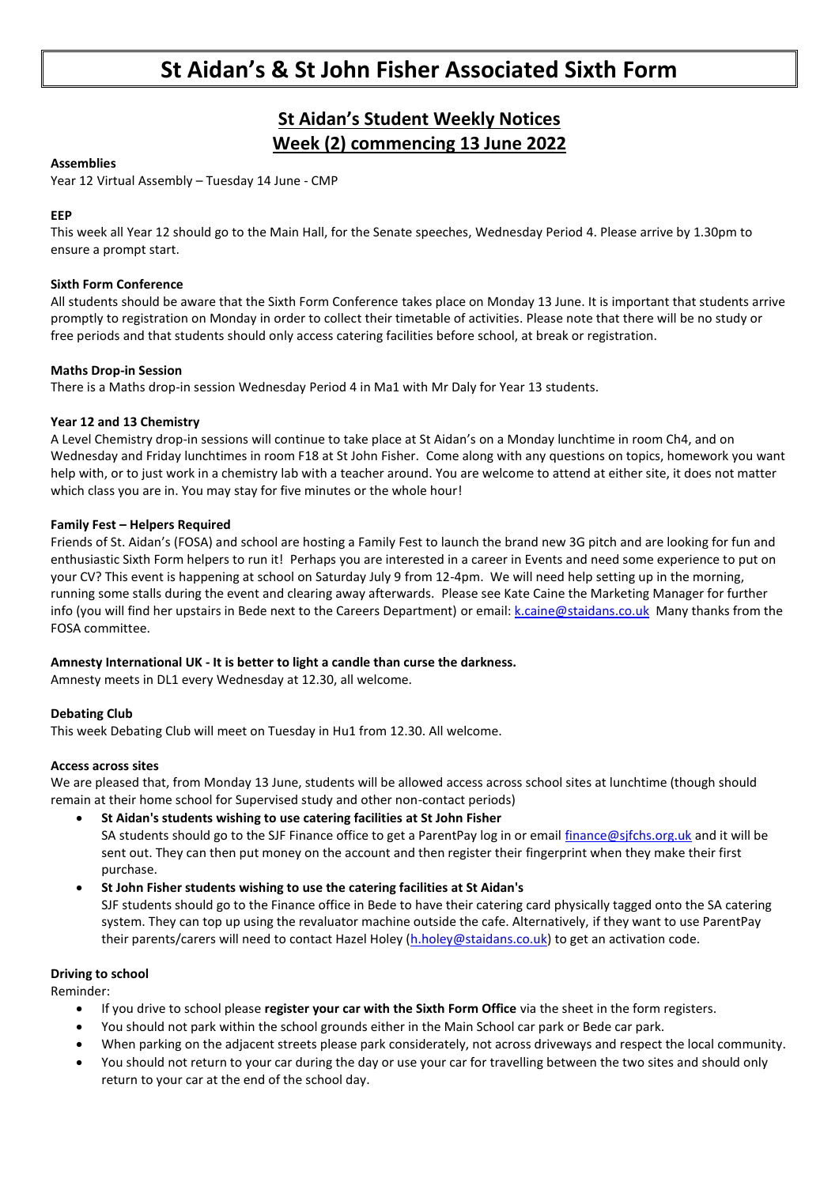# St Aidan's & St John Fisher Associated Sixth Form

## St Aidan's Student Weekly Notices
## Week (2) commencing 13 June 2022

**Assemblies**

Year 12 Virtual Assembly – Tuesday 14 June - CMP

**EEP**

This week all Year 12 should go to the Main Hall, for the Senate speeches, Wednesday Period 4. Please arrive by 1.30pm to ensure a prompt start.

**Sixth Form Conference**

All students should be aware that the Sixth Form Conference takes place on Monday 13 June. It is important that students arrive promptly to registration on Monday in order to collect their timetable of activities. Please note that there will be no study or free periods and that students should only access catering facilities before school, at break or registration.

**Maths Drop-in Session**

There is a Maths drop-in session Wednesday Period 4 in Ma1 with Mr Daly for Year 13 students.

**Year 12 and 13 Chemistry**

A Level Chemistry drop-in sessions will continue to take place at St Aidan's on a Monday lunchtime in room Ch4, and on Wednesday and Friday lunchtimes in room F18 at St John Fisher. Come along with any questions on topics, homework you want help with, or to just work in a chemistry lab with a teacher around. You are welcome to attend at either site, it does not matter which class you are in. You may stay for five minutes or the whole hour!

**Family Fest – Helpers Required**

Friends of St. Aidan's (FOSA) and school are hosting a Family Fest to launch the brand new 3G pitch and are looking for fun and enthusiastic Sixth Form helpers to run it! Perhaps you are interested in a career in Events and need some experience to put on your CV? This event is happening at school on Saturday July 9 from 12-4pm. We will need help setting up in the morning, running some stalls during the event and clearing away afterwards. Please see Kate Caine the Marketing Manager for further info (you will find her upstairs in Bede next to the Careers Department) or email: k.caine@staidans.co.uk Many thanks from the FOSA committee.

**Amnesty International UK - It is better to light a candle than curse the darkness.**

Amnesty meets in DL1 every Wednesday at 12.30, all welcome.

**Debating Club**

This week Debating Club will meet on Tuesday in Hu1 from 12.30. All welcome.

**Access across sites**

We are pleased that, from Monday 13 June, students will be allowed access across school sites at lunchtime (though should remain at their home school for Supervised study and other non-contact periods)

- **St Aidan's students wishing to use catering facilities at St John Fisher**
  SA students should go to the SJF Finance office to get a ParentPay log in or email finance@sjfchs.org.uk and it will be sent out. They can then put money on the account and then register their fingerprint when they make their first purchase.
- **St John Fisher students wishing to use the catering facilities at St Aidan's**
  SJF students should go to the Finance office in Bede to have their catering card physically tagged onto the SA catering system. They can top up using the revaluator machine outside the cafe. Alternatively, if they want to use ParentPay their parents/carers will need to contact Hazel Holey (h.holey@staidans.co.uk) to get an activation code.

**Driving to school**

Reminder:

- If you drive to school please **register your car with the Sixth Form Office** via the sheet in the form registers.
- You should not park within the school grounds either in the Main School car park or Bede car park.
- When parking on the adjacent streets please park considerately, not across driveways and respect the local community.
- You should not return to your car during the day or use your car for travelling between the two sites and should only return to your car at the end of the school day.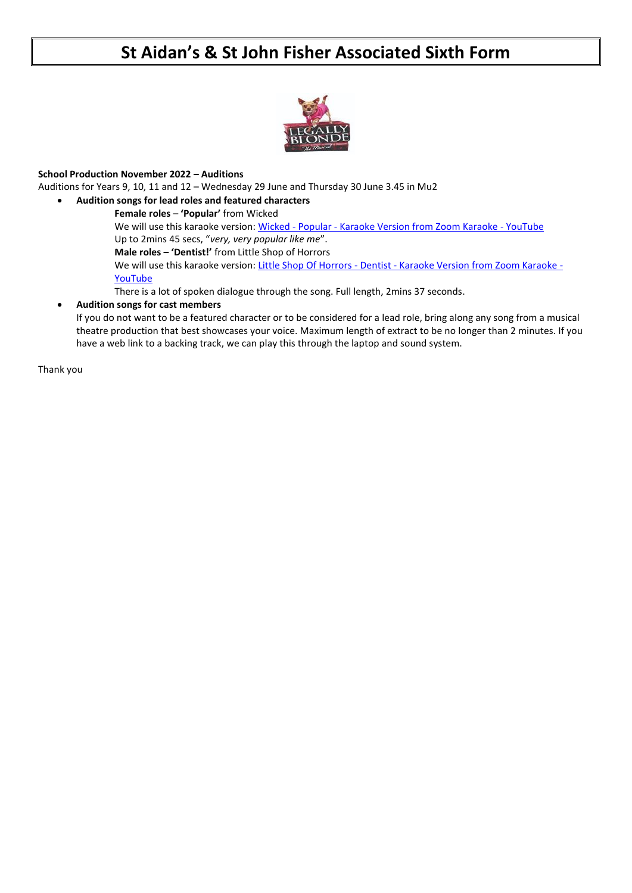# St Aidan's & St John Fisher Associated Sixth Form

**School Production November 2022 – Auditions**

Auditions for Years 9, 10, 11 and 12 – Wednesday 29 June and Thursday 30 June 3.45 in Mu2

- **Audition songs for lead roles and featured characters**

  **Female roles** – **'Popular'** from Wicked

  We will use this karaoke version: Wicked - Popular - Karaoke Version from Zoom Karaoke - YouTube

  Up to 2mins 45 secs, "*very, very popular like me*".

  **Male roles – 'Dentist!'** from Little Shop of Horrors

  We will use this karaoke version: Little Shop Of Horrors - Dentist - Karaoke Version from Zoom Karaoke - YouTube

  There is a lot of spoken dialogue through the song. Full length, 2mins 37 seconds.

- **Audition songs for cast members**

  If you do not want to be a featured character or to be considered for a lead role, bring along any song from a musical theatre production that best showcases your voice. Maximum length of extract to be no longer than 2 minutes. If you have a web link to a backing track, we can play this through the laptop and sound system.

Thank you